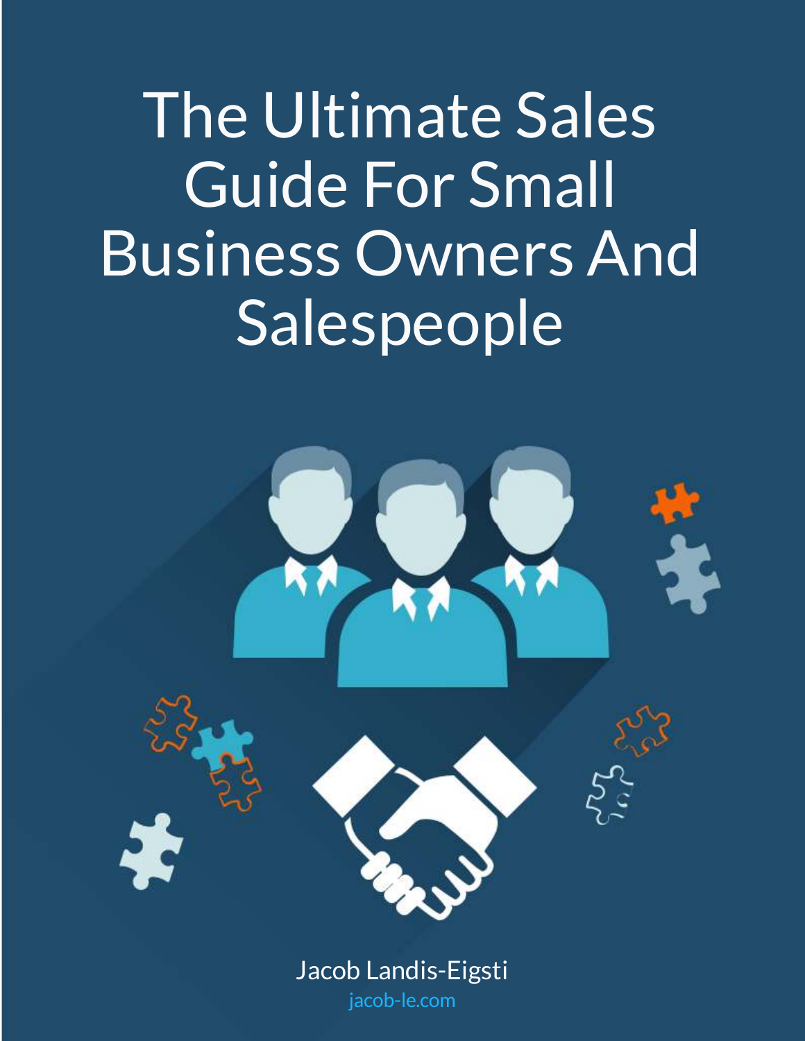# The Ultimate Sales Guide For Small Business Owners And Salespeople

Jacob Landis-Eigsti

jacob-le.com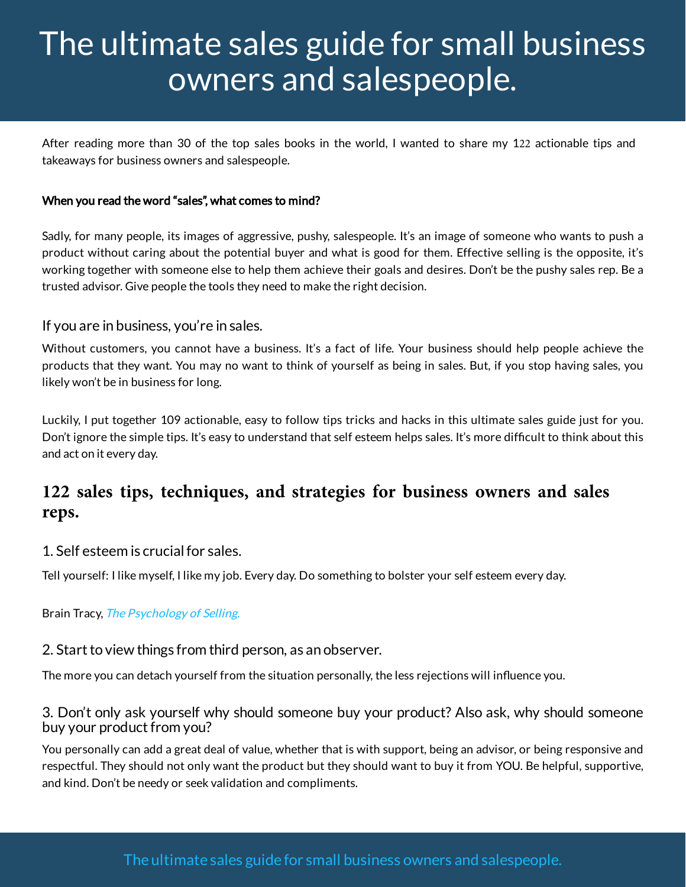# The ultimate sales guide for small business owners and salespeople.

After reading more than 30 of the top sales books in the world, I wanted to share my 122 actionable tips and takeaways for business owners and salespeople.

**When you read the word "sales", what comes to mind?**

Sadly, for many people, its images of aggressive, pushy, salespeople. It's an image of someone who wants to push a product without caring about the potential buyer and what is good for them. Effective selling is the opposite, it's working together with someone else to help them achieve their goals and desires. Don't be the pushy sales rep. Be a trusted advisor. Give people the tools they need to make the right decision.

### If you are in business, you're in sales.

Without customers, you cannot have a business. It's a fact of life. Your business should help people achieve the products that they want. You may no want to think of yourself as being in sales. But, if you stop having sales, you likely won't be in business for long.

Luckily, I put together 109 actionable, easy to follow tips tricks and hacks in this ultimate sales guide just for you. Don't ignore the simple tips. It's easy to understand that self esteem helps sales. It's more difficult to think about this and act on it every day.

## 122 sales tips, techniques, and strategies for business owners and sales reps.

### 1. Self esteem is crucial for sales.

Tell yourself: I like myself, I like my job. Every day. Do something to bolster your self esteem every day.

Brain Tracy, *The Psychology of Selling.*

### 2. Start to view things from third person, as an observer.

The more you can detach yourself from the situation personally, the less rejections will influence you.

### 3. Don't only ask yourself why should someone buy your product? Also ask, why should someone buy your product from you?

You personally can add a great deal of value, whether that is with support, being an advisor, or being responsive and respectful. They should not only want the product but they should want to buy it from YOU. Be helpful, supportive, and kind. Don't be needy or seek validation and compliments.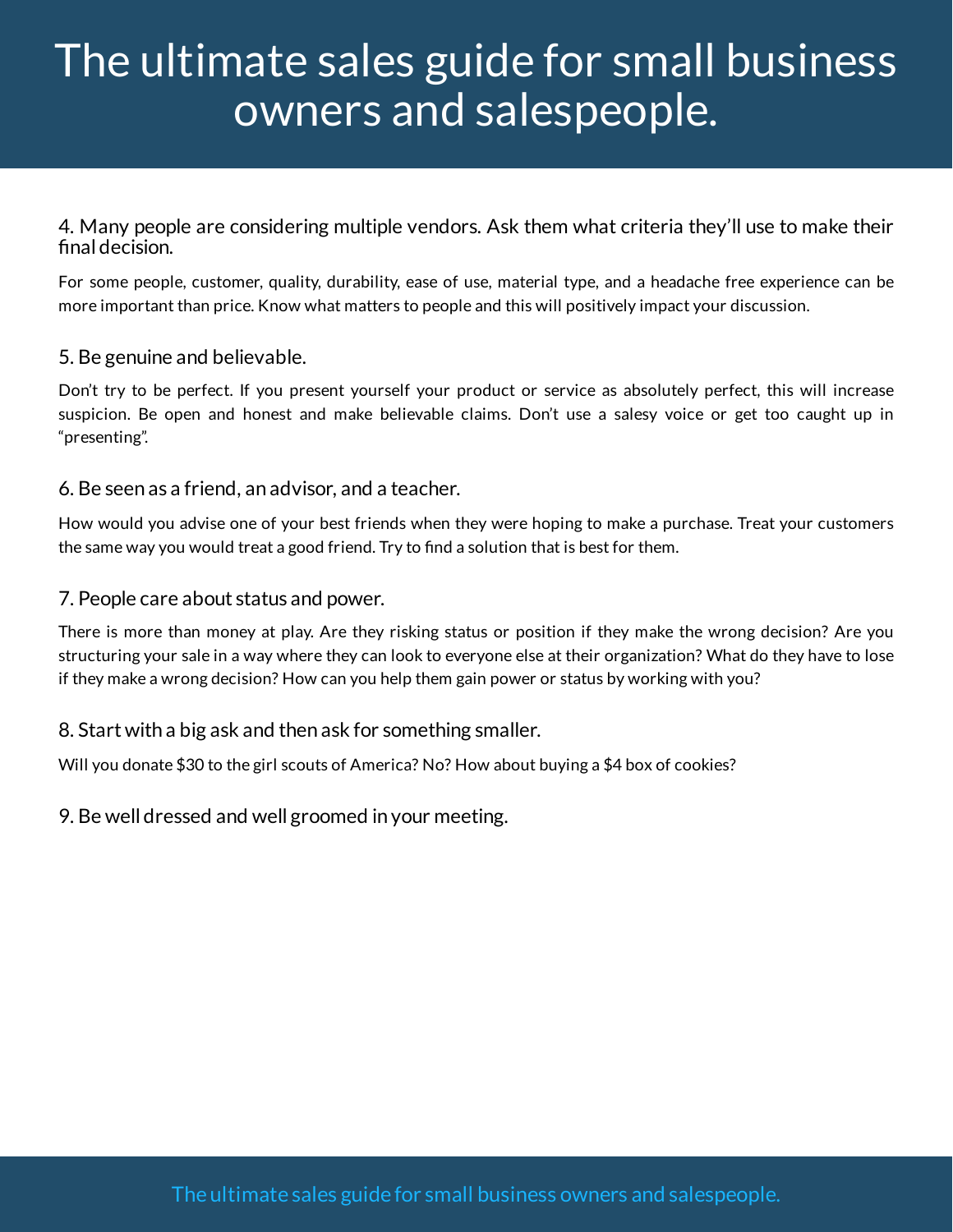### 4. Many people are considering multiple vendors. Ask them what criteria they'll use to make their final decision.

For some people, customer, quality, durability, ease of use, material type, and a headache free experience can be more important than price. Know what matters to people and this will positively impact your discussion.

### 5. Be genuine and believable.

Don't try to be perfect. If you present yourself your product or service as absolutely perfect, this will increase suspicion. Be open and honest and make believable claims. Don't use a salesy voice or get too caught up in "presenting".

### 6. Be seen as a friend, an advisor, and a teacher.

How would you advise one of your best friends when they were hoping to make a purchase. Treat your customers the same way you would treat a good friend. Try to find a solution that is best for them.

### 7. People care about status and power.

There is more than money at play. Are they risking status or position if they make the wrong decision? Are you structuring your sale in a way where they can look to everyone else at their organization? What do they have to lose if they make a wrong decision? How can you help them gain power or status by working with you?

### 8. Start with a big ask and then ask for something smaller.

Will you donate $30 to the girl scouts of America? No? How about buying a $4 box of cookies?

### 9. Be well dressed and well groomed in your meeting.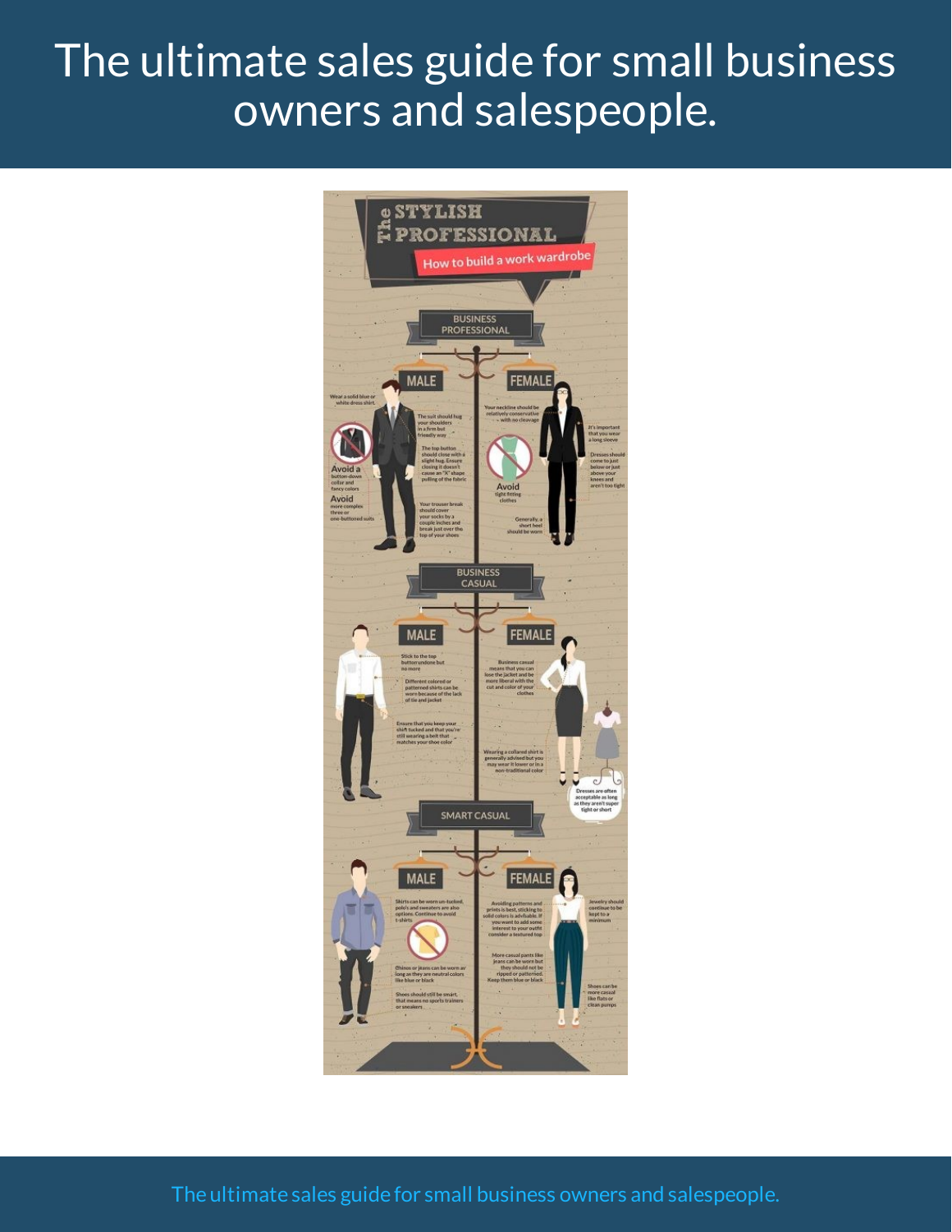# The Stylish Professional

**How to build a work wardrobe**

## Business Professional

### Male

- Wear a solid blue or white dress shirt.
- The suit should hug your shoulders in a firm but friendly way
- The top button should close with a slight hug. Ensure closing it doesn't cause an "X" shape pulling of the fabric
- Avoid a button-down collar and fancy colors
- Avoid more complex three or one-buttoned suits
- Your trouser break should cover your socks by a couple inches and break just over the top of your shoes

### Female

- Your neckline should be relatively conservative – with no cleavage
- It's important that you wear a long sleeve
- Dresses should come to just below or just above your knees and aren't too tight
- Avoid tight fitting clothes
- Generally, a short heel should be worn

## Business Casual

### Male

- Stick to the top button undone but no more
- Different colored or patterned shirts can be worn because of the lack of tie and jacket
- Ensure that you keep your shirt tucked and that you're still wearing a belt that matches your shoe color

### Female

- Business casual means that you can lose the jacket and be more liberal with the cut and color of your clothes
- Wearing a collared shirt is generally advised but you may wear it lower or in a non-traditional color
- Dresses are often acceptable as long as they aren't super tight or short

## Smart Casual

### Male

- Shirts can be worn un-tucked, polo's and sweaters are also options. Continue to avoid t-shirts
- Chinos or jeans can be worn as long as they are neutral colors like blue or black
- Shoes should still be smart, that means no sports trainers or sneakers

### Female

- Avoiding patterns and prints is best, sticking to solid colors is advisable. If you want to add some interest to your outfit consider a textured top
- Jewelry should continue to be kept to a minimum
- More casual pants like jeans can be worn but they should not be ripped or patterned. Keep them blue or black
- Shoes can be more casual like flats or clean pumps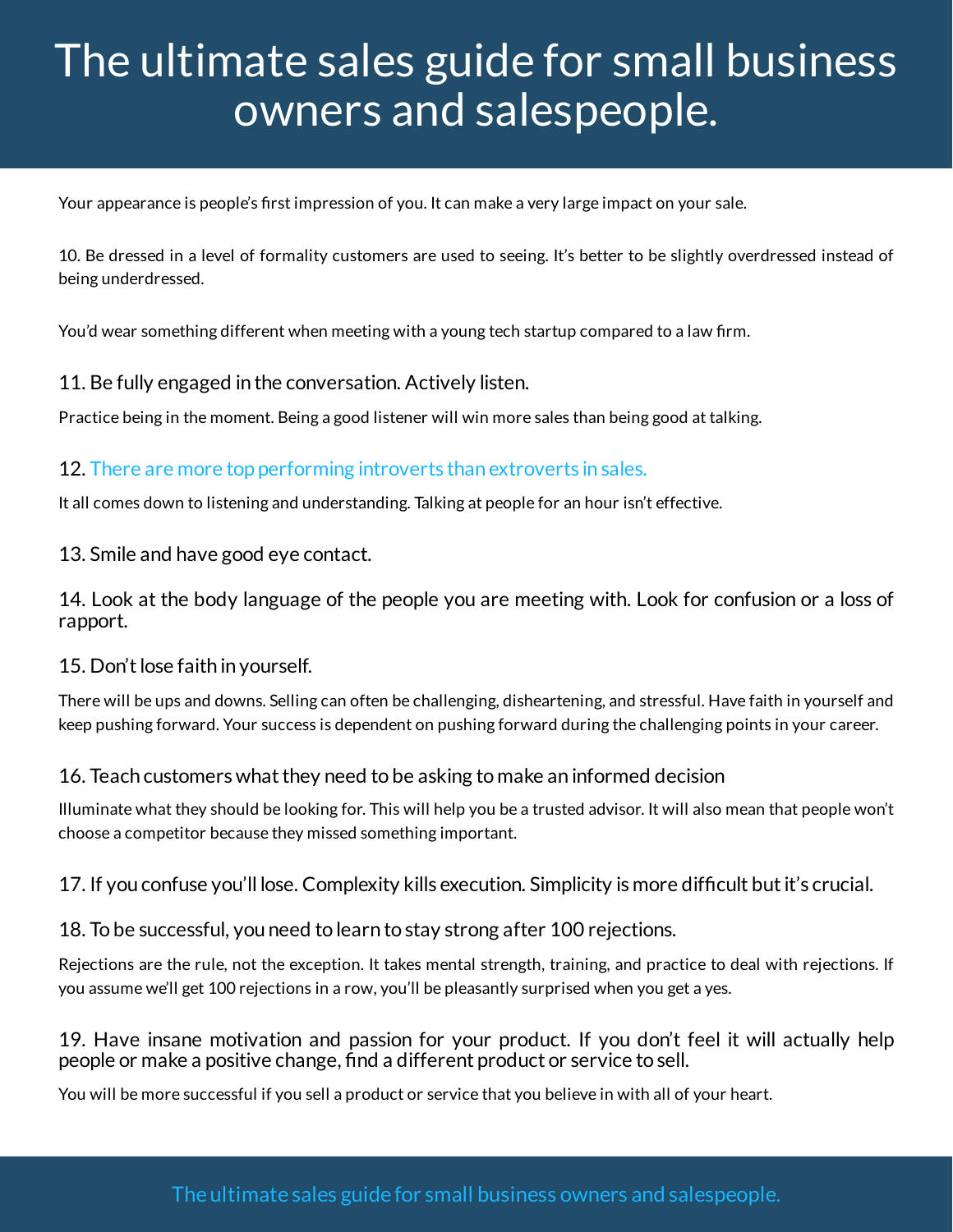Your appearance is people's first impression of you. It can make a very large impact on your sale.

10. Be dressed in a level of formality customers are used to seeing. It's better to be slightly overdressed instead of being underdressed.

You'd wear something different when meeting with a young tech startup compared to a law firm.

### 11. Be fully engaged in the conversation. Actively listen.

Practice being in the moment. Being a good listener will win more sales than being good at talking.

### 12. There are more top performing introverts than extroverts in sales.

It all comes down to listening and understanding. Talking at people for an hour isn't effective.

### 13. Smile and have good eye contact.

### 14. Look at the body language of the people you are meeting with. Look for confusion or a loss of rapport.

### 15. Don't lose faith in yourself.

There will be ups and downs. Selling can often be challenging, disheartening, and stressful. Have faith in yourself and keep pushing forward. Your success is dependent on pushing forward during the challenging points in your career.

### 16. Teach customers what they need to be asking to make an informed decision

Illuminate what they should be looking for. This will help you be a trusted advisor. It will also mean that people won't choose a competitor because they missed something important.

### 17. If you confuse you'll lose. Complexity kills execution. Simplicity is more difficult but it's crucial.

### 18. To be successful, you need to learn to stay strong after 100 rejections.

Rejections are the rule, not the exception. It takes mental strength, training, and practice to deal with rejections. If you assume we'll get 100 rejections in a row, you'll be pleasantly surprised when you get a yes.

### 19. Have insane motivation and passion for your product. If you don't feel it will actually help people or make a positive change, find a different product or service to sell.

You will be more successful if you sell a product or service that you believe in with all of your heart.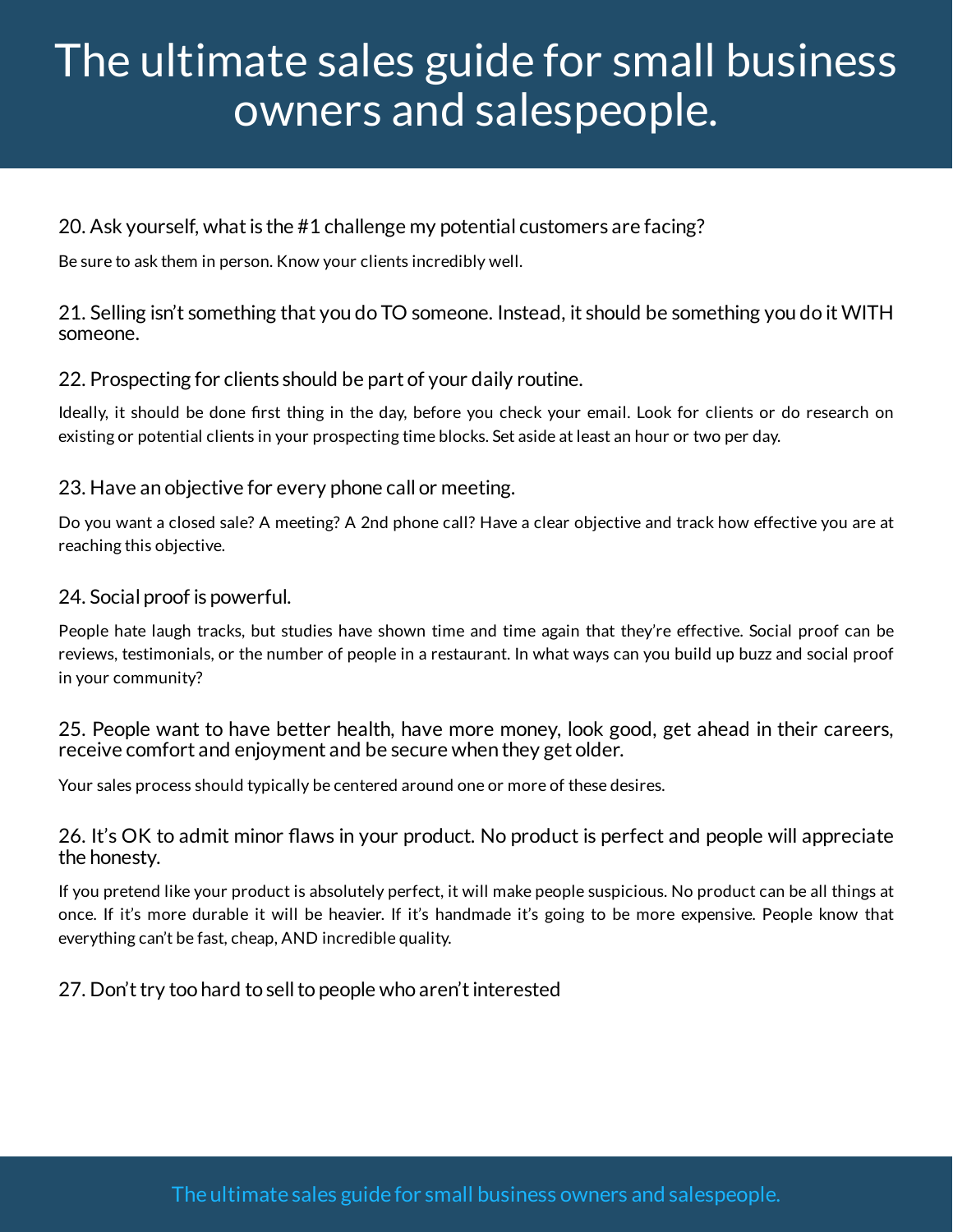### 20. Ask yourself, what is the #1 challenge my potential customers are facing?

Be sure to ask them in person. Know your clients incredibly well.

### 21. Selling isn't something that you do TO someone. Instead, it should be something you do it WITH someone.

### 22. Prospecting for clients should be part of your daily routine.

Ideally, it should be done first thing in the day, before you check your email. Look for clients or do research on existing or potential clients in your prospecting time blocks. Set aside at least an hour or two per day.

### 23. Have an objective for every phone call or meeting.

Do you want a closed sale? A meeting? A 2nd phone call? Have a clear objective and track how effective you are at reaching this objective.

### 24. Social proof is powerful.

People hate laugh tracks, but studies have shown time and time again that they're effective. Social proof can be reviews, testimonials, or the number of people in a restaurant. In what ways can you build up buzz and social proof in your community?

### 25. People want to have better health, have more money, look good, get ahead in their careers, receive comfort and enjoyment and be secure when they get older.

Your sales process should typically be centered around one or more of these desires.

### 26. It's OK to admit minor flaws in your product. No product is perfect and people will appreciate the honesty.

If you pretend like your product is absolutely perfect, it will make people suspicious. No product can be all things at once. If it's more durable it will be heavier. If it's handmade it's going to be more expensive. People know that everything can't be fast, cheap, AND incredible quality.

### 27. Don't try too hard to sell to people who aren't interested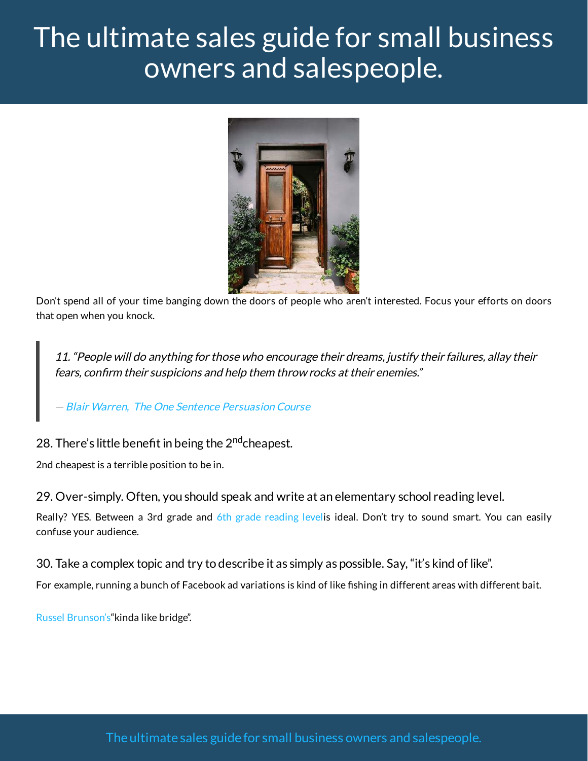Don't spend all of your time banging down the doors of people who aren't interested. Focus your efforts on doors that open when you knock.

> *11. "People will do anything for those who encourage their dreams, justify their failures, allay their fears, confirm their suspicions and help them throw rocks at their enemies."*
>
> *— Blair Warren, The One Sentence Persuasion Course*

### 28. There's little benefit in being the 2nd cheapest.

2nd cheapest is a terrible position to be in.

### 29. Over-simply. Often, you should speak and write at an elementary school reading level.

Really? YES. Between a 3rd grade and 6th grade reading levelis ideal. Don't try to sound smart. You can easily confuse your audience.

### 30. Take a complex topic and try to describe it as simply as possible. Say, "it's kind of like".

For example, running a bunch of Facebook ad variations is kind of like fishing in different areas with different bait.

Russel Brunson's"kinda like bridge".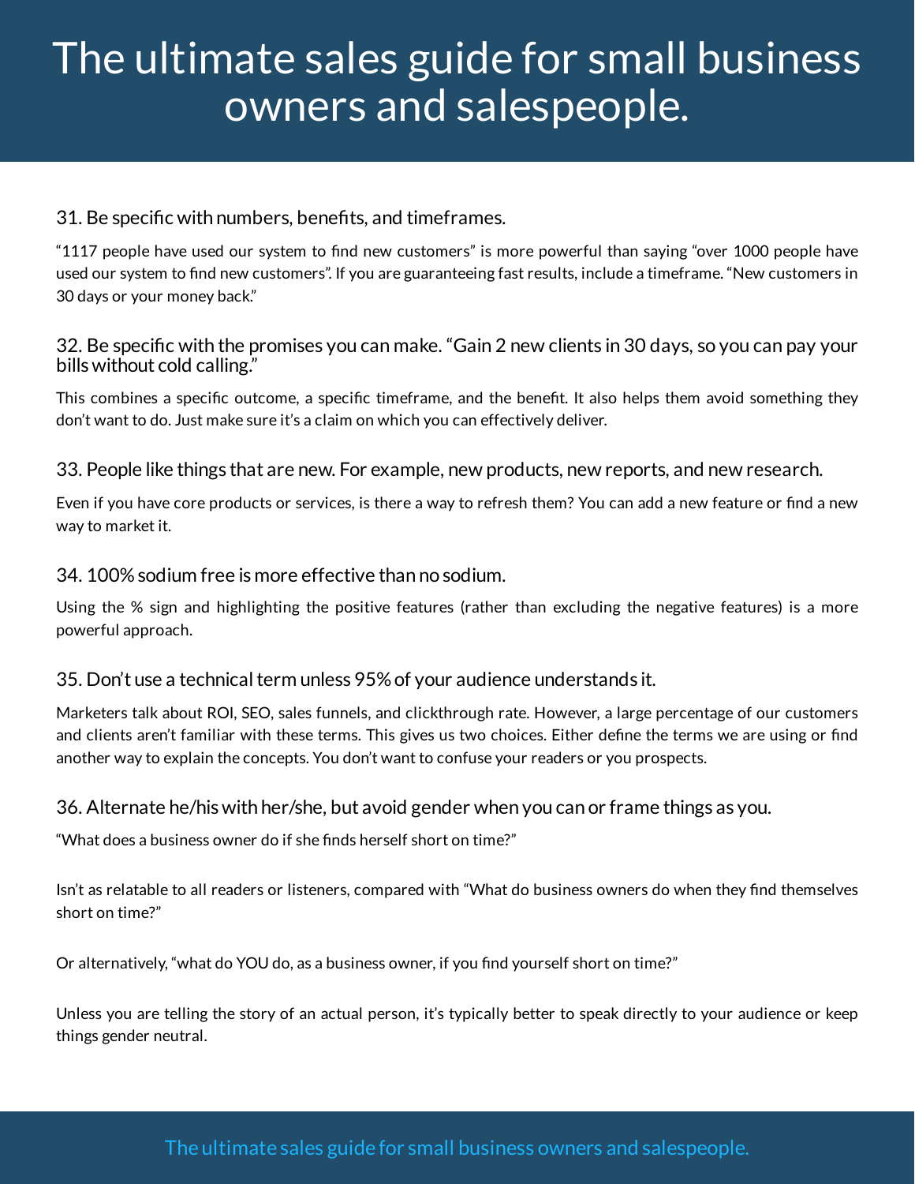### 31. Be specific with numbers, benefits, and timeframes.

"1117 people have used our system to find new customers" is more powerful than saying "over 1000 people have used our system to find new customers". If you are guaranteeing fast results, include a timeframe. "New customers in 30 days or your money back."

### 32. Be specific with the promises you can make. "Gain 2 new clients in 30 days, so you can pay your bills without cold calling."

This combines a specific outcome, a specific timeframe, and the benefit. It also helps them avoid something they don't want to do. Just make sure it's a claim on which you can effectively deliver.

### 33. People like things that are new. For example, new products, new reports, and new research.

Even if you have core products or services, is there a way to refresh them? You can add a new feature or find a new way to market it.

### 34. 100% sodium free is more effective than no sodium.

Using the % sign and highlighting the positive features (rather than excluding the negative features) is a more powerful approach.

### 35. Don't use a technical term unless 95% of your audience understands it.

Marketers talk about ROI, SEO, sales funnels, and clickthrough rate. However, a large percentage of our customers and clients aren't familiar with these terms. This gives us two choices. Either define the terms we are using or find another way to explain the concepts. You don't want to confuse your readers or you prospects.

### 36. Alternate he/his with her/she, but avoid gender when you can or frame things as you.

"What does a business owner do if she finds herself short on time?"

Isn't as relatable to all readers or listeners, compared with "What do business owners do when they find themselves short on time?"

Or alternatively, "what do YOU do, as a business owner, if you find yourself short on time?"

Unless you are telling the story of an actual person, it's typically better to speak directly to your audience or keep things gender neutral.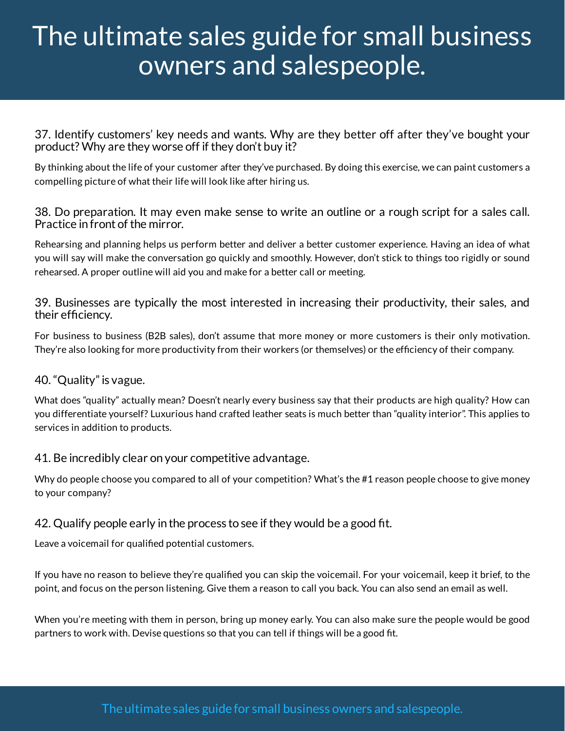### 37. Identify customers' key needs and wants. Why are they better off after they've bought your product? Why are they worse off if they don't buy it?

By thinking about the life of your customer after they've purchased. By doing this exercise, we can paint customers a compelling picture of what their life will look like after hiring us.

### 38. Do preparation. It may even make sense to write an outline or a rough script for a sales call. Practice in front of the mirror.

Rehearsing and planning helps us perform better and deliver a better customer experience. Having an idea of what you will say will make the conversation go quickly and smoothly. However, don't stick to things too rigidly or sound rehearsed. A proper outline will aid you and make for a better call or meeting.

### 39. Businesses are typically the most interested in increasing their productivity, their sales, and their efficiency.

For business to business (B2B sales), don't assume that more money or more customers is their only motivation. They're also looking for more productivity from their workers (or themselves) or the efficiency of their company.

### 40. "Quality" is vague.

What does "quality" actually mean? Doesn't nearly every business say that their products are high quality? How can you differentiate yourself? Luxurious hand crafted leather seats is much better than "quality interior". This applies to services in addition to products.

### 41. Be incredibly clear on your competitive advantage.

Why do people choose you compared to all of your competition? What's the #1 reason people choose to give money to your company?

### 42. Qualify people early in the process to see if they would be a good fit.

Leave a voicemail for qualified potential customers.

If you have no reason to believe they're qualified you can skip the voicemail. For your voicemail, keep it brief, to the point, and focus on the person listening. Give them a reason to call you back. You can also send an email as well.

When you're meeting with them in person, bring up money early. You can also make sure the people would be good partners to work with. Devise questions so that you can tell if things will be a good fit.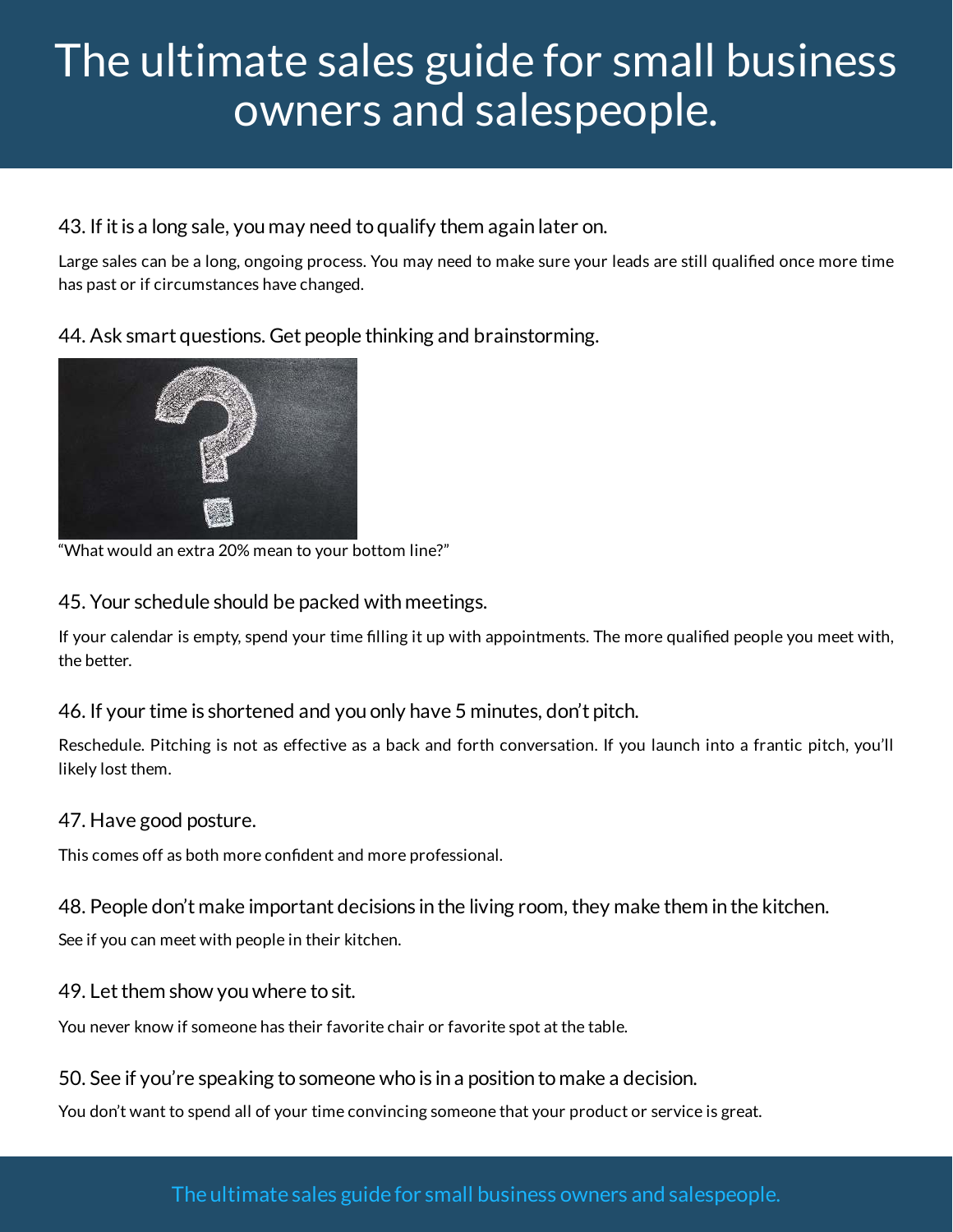### 43. If it is a long sale, you may need to qualify them again later on.

Large sales can be a long, ongoing process. You may need to make sure your leads are still qualified once more time has past or if circumstances have changed.

### 44. Ask smart questions. Get people thinking and brainstorming.

“What would an extra 20% mean to your bottom line?”

### 45. Your schedule should be packed with meetings.

If your calendar is empty, spend your time filling it up with appointments. The more qualified people you meet with, the better.

### 46. If your time is shortened and you only have 5 minutes, don’t pitch.

Reschedule. Pitching is not as effective as a back and forth conversation. If you launch into a frantic pitch, you’ll likely lost them.

### 47. Have good posture.

This comes off as both more confident and more professional.

### 48. People don’t make important decisions in the living room, they make them in the kitchen.

See if you can meet with people in their kitchen.

### 49. Let them show you where to sit.

You never know if someone has their favorite chair or favorite spot at the table.

### 50. See if you’re speaking to someone who is in a position to make a decision.

You don’t want to spend all of your time convincing someone that your product or service is great.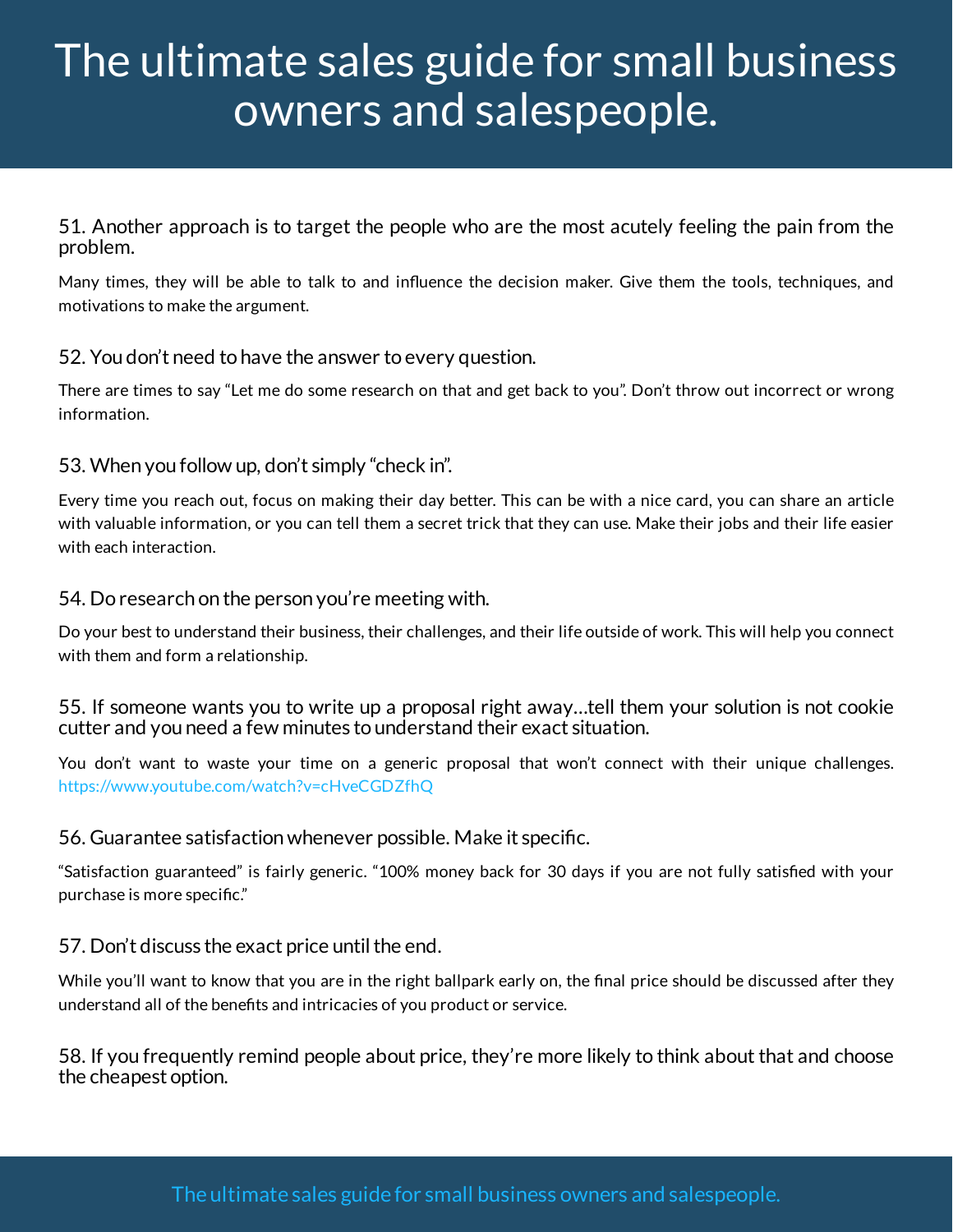51. Another approach is to target the people who are the most acutely feeling the pain from the problem.

Many times, they will be able to talk to and influence the decision maker. Give them the tools, techniques, and motivations to make the argument.

52. You don't need to have the answer to every question.

There are times to say "Let me do some research on that and get back to you". Don't throw out incorrect or wrong information.

53. When you follow up, don't simply "check in".

Every time you reach out, focus on making their day better. This can be with a nice card, you can share an article with valuable information, or you can tell them a secret trick that they can use. Make their jobs and their life easier with each interaction.

54. Do research on the person you're meeting with.

Do your best to understand their business, their challenges, and their life outside of work. This will help you connect with them and form a relationship.

55. If someone wants you to write up a proposal right away…tell them your solution is not cookie cutter and you need a few minutes to understand their exact situation.

You don't want to waste your time on a generic proposal that won't connect with their unique challenges. https://www.youtube.com/watch?v=cHveCGDZfhQ

56. Guarantee satisfaction whenever possible. Make it specific.

"Satisfaction guaranteed" is fairly generic. "100% money back for 30 days if you are not fully satisfied with your purchase is more specific."

57. Don't discuss the exact price until the end.

While you'll want to know that you are in the right ballpark early on, the final price should be discussed after they understand all of the benefits and intricacies of you product or service.

58. If you frequently remind people about price, they're more likely to think about that and choose the cheapest option.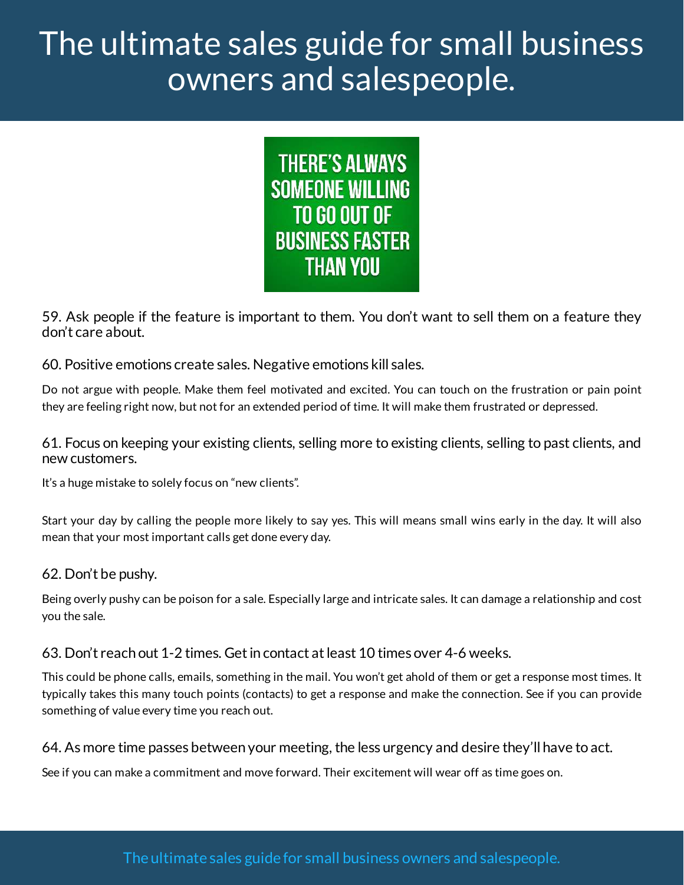THERE'S ALWAYS SOMEONE WILLING TO GO OUT OF BUSINESS FASTER THAN YOU

### 59. Ask people if the feature is important to them. You don't want to sell them on a feature they don't care about.

### 60. Positive emotions create sales. Negative emotions kill sales.

Do not argue with people. Make them feel motivated and excited. You can touch on the frustration or pain point they are feeling right now, but not for an extended period of time. It will make them frustrated or depressed.

### 61. Focus on keeping your existing clients, selling more to existing clients, selling to past clients, and new customers.

It's a huge mistake to solely focus on "new clients".

Start your day by calling the people more likely to say yes. This will means small wins early in the day. It will also mean that your most important calls get done every day.

### 62. Don't be pushy.

Being overly pushy can be poison for a sale. Especially large and intricate sales. It can damage a relationship and cost you the sale.

### 63. Don't reach out 1-2 times. Get in contact at least 10 times over 4-6 weeks.

This could be phone calls, emails, something in the mail. You won't get ahold of them or get a response most times. It typically takes this many touch points (contacts) to get a response and make the connection. See if you can provide something of value every time you reach out.

### 64. As more time passes between your meeting, the less urgency and desire they'll have to act.

See if you can make a commitment and move forward. Their excitement will wear off as time goes on.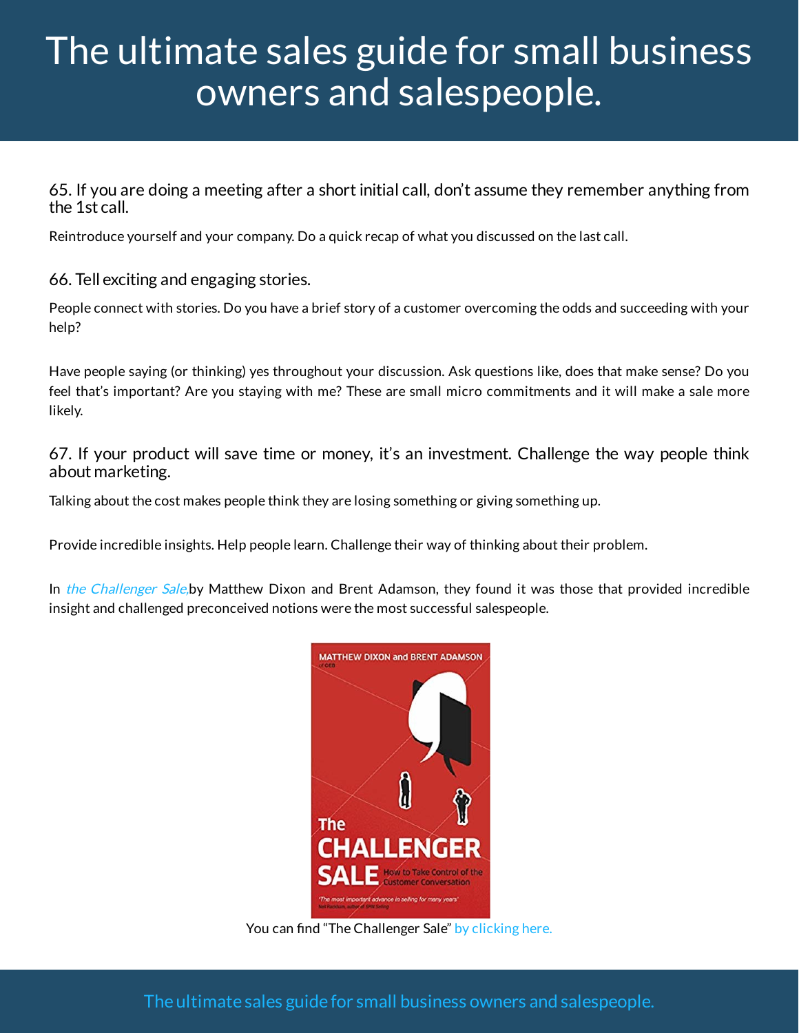### 65. If you are doing a meeting after a short initial call, don't assume they remember anything from the 1st call.

Reintroduce yourself and your company. Do a quick recap of what you discussed on the last call.

### 66. Tell exciting and engaging stories.

People connect with stories. Do you have a brief story of a customer overcoming the odds and succeeding with your help?

Have people saying (or thinking) yes throughout your discussion. Ask questions like, does that make sense? Do you feel that's important? Are you staying with me? These are small micro commitments and it will make a sale more likely.

### 67. If your product will save time or money, it's an investment. Challenge the way people think about marketing.

Talking about the cost makes people think they are losing something or giving something up.

Provide incredible insights. Help people learn. Challenge their way of thinking about their problem.

In *the Challenger Sale,* by Matthew Dixon and Brent Adamson, they found it was those that provided incredible insight and challenged preconceived notions were the most successful salespeople.

You can find "The Challenger Sale" by clicking here.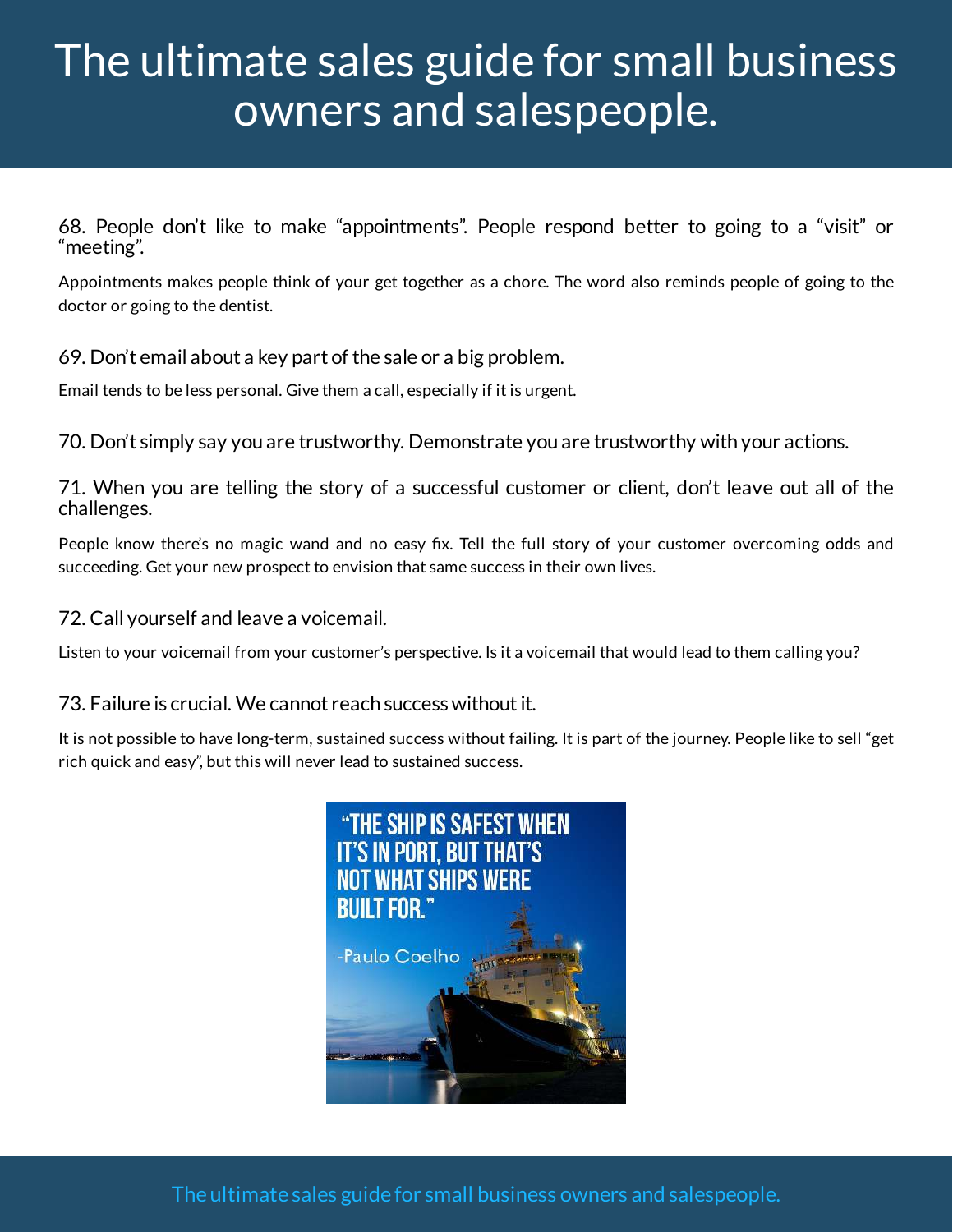68. People don't like to make "appointments". People respond better to going to a "visit" or "meeting".

Appointments makes people think of your get together as a chore. The word also reminds people of going to the doctor or going to the dentist.

69. Don't email about a key part of the sale or a big problem.

Email tends to be less personal. Give them a call, especially if it is urgent.

70. Don't simply say you are trustworthy. Demonstrate you are trustworthy with your actions.

71. When you are telling the story of a successful customer or client, don't leave out all of the challenges.

People know there's no magic wand and no easy fix. Tell the full story of your customer overcoming odds and succeeding. Get your new prospect to envision that same success in their own lives.

72. Call yourself and leave a voicemail.

Listen to your voicemail from your customer's perspective. Is it a voicemail that would lead to them calling you?

73. Failure is crucial. We cannot reach success without it.

It is not possible to have long-term, sustained success without failing. It is part of the journey. People like to sell "get rich quick and easy", but this will never lead to sustained success.

"THE SHIP IS SAFEST WHEN IT'S IN PORT, BUT THAT'S NOT WHAT SHIPS WERE BUILT FOR."

-Paulo Coelho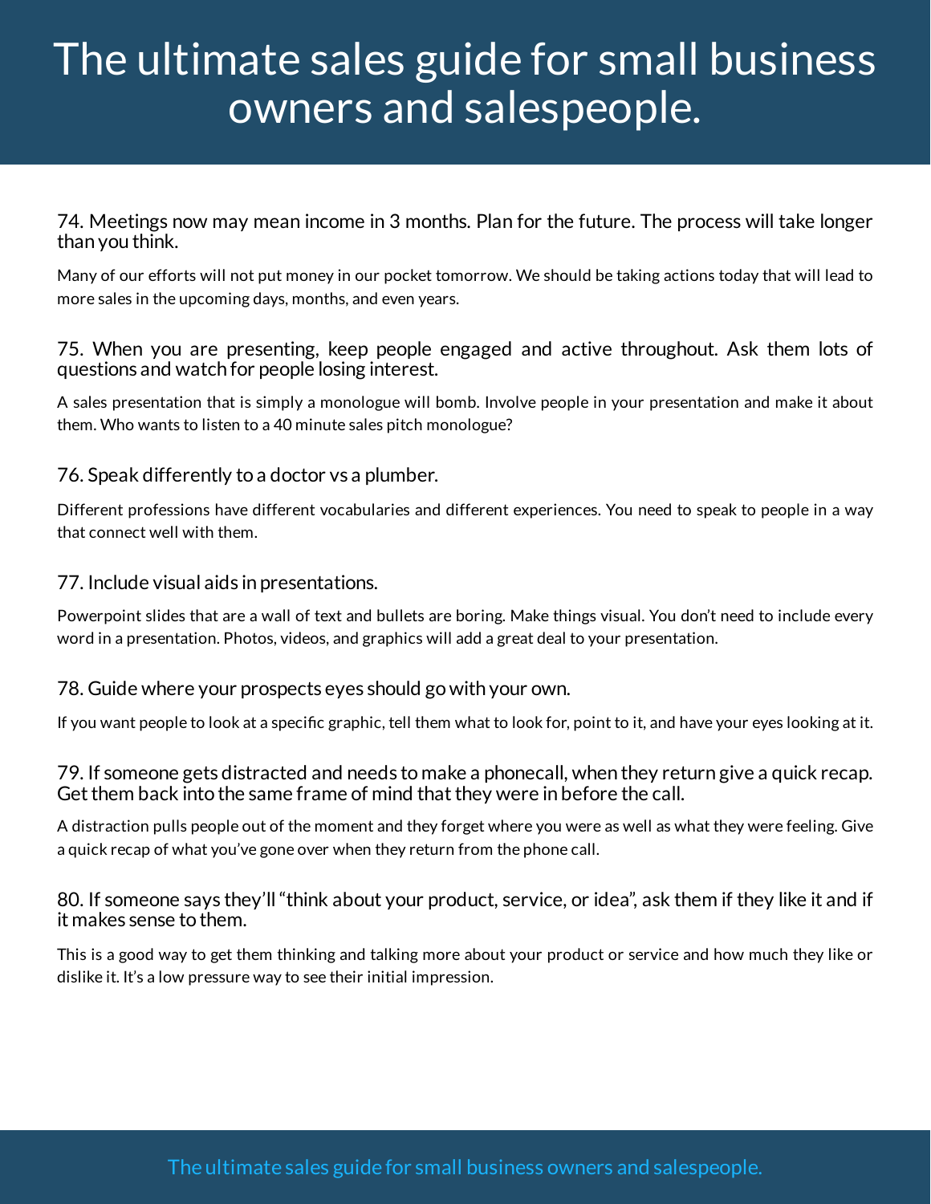### 74. Meetings now may mean income in 3 months. Plan for the future. The process will take longer than you think.

Many of our efforts will not put money in our pocket tomorrow. We should be taking actions today that will lead to more sales in the upcoming days, months, and even years.

### 75. When you are presenting, keep people engaged and active throughout. Ask them lots of questions and watch for people losing interest.

A sales presentation that is simply a monologue will bomb. Involve people in your presentation and make it about them. Who wants to listen to a 40 minute sales pitch monologue?

### 76. Speak differently to a doctor vs a plumber.

Different professions have different vocabularies and different experiences. You need to speak to people in a way that connect well with them.

### 77. Include visual aids in presentations.

Powerpoint slides that are a wall of text and bullets are boring. Make things visual. You don't need to include every word in a presentation. Photos, videos, and graphics will add a great deal to your presentation.

### 78. Guide where your prospects eyes should go with your own.

If you want people to look at a specific graphic, tell them what to look for, point to it, and have your eyes looking at it.

### 79. If someone gets distracted and needs to make a phonecall, when they return give a quick recap. Get them back into the same frame of mind that they were in before the call.

A distraction pulls people out of the moment and they forget where you were as well as what they were feeling. Give a quick recap of what you've gone over when they return from the phone call.

### 80. If someone says they'll "think about your product, service, or idea", ask them if they like it and if it makes sense to them.

This is a good way to get them thinking and talking more about your product or service and how much they like or dislike it. It's a low pressure way to see their initial impression.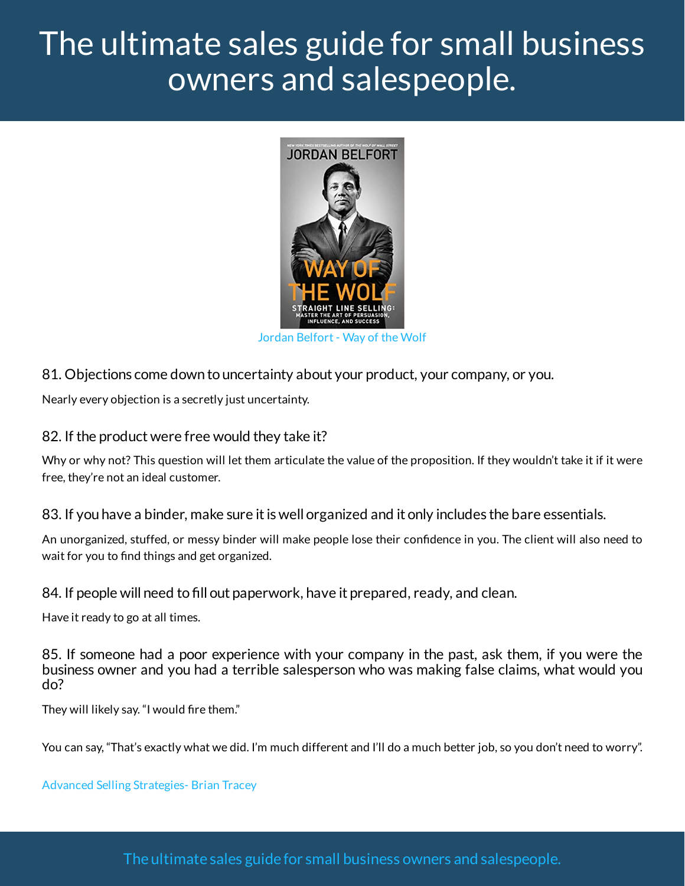Jordan Belfort - Way of the Wolf

### 81. Objections come down to uncertainty about your product, your company, or you.

Nearly every objection is a secretly just uncertainty.

### 82. If the product were free would they take it?

Why or why not? This question will let them articulate the value of the proposition. If they wouldn't take it if it were free, they're not an ideal customer.

### 83. If you have a binder, make sure it is well organized and it only includes the bare essentials.

An unorganized, stuffed, or messy binder will make people lose their confidence in you. The client will also need to wait for you to find things and get organized.

### 84. If people will need to fill out paperwork, have it prepared, ready, and clean.

Have it ready to go at all times.

### 85. If someone had a poor experience with your company in the past, ask them, if you were the business owner and you had a terrible salesperson who was making false claims, what would you do?

They will likely say. "I would fire them."

You can say, "That's exactly what we did. I'm much different and I'll do a much better job, so you don't need to worry".

Advanced Selling Strategies- Brian Tracey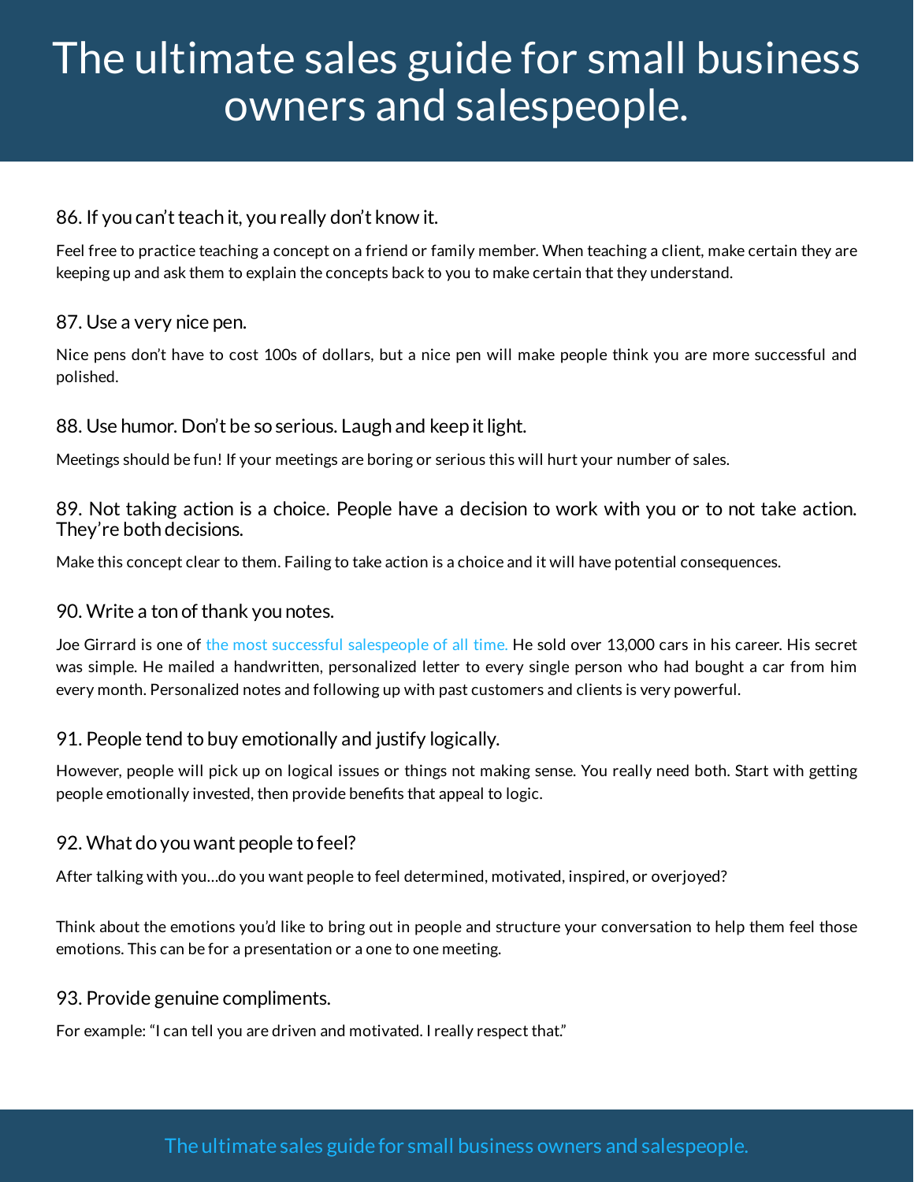### 86. If you can't teach it, you really don't know it.

Feel free to practice teaching a concept on a friend or family member. When teaching a client, make certain they are keeping up and ask them to explain the concepts back to you to make certain that they understand.

### 87. Use a very nice pen.

Nice pens don't have to cost 100s of dollars, but a nice pen will make people think you are more successful and polished.

### 88. Use humor. Don't be so serious. Laugh and keep it light.

Meetings should be fun! If your meetings are boring or serious this will hurt your number of sales.

### 89. Not taking action is a choice. People have a decision to work with you or to not take action. They're both decisions.

Make this concept clear to them. Failing to take action is a choice and it will have potential consequences.

### 90. Write a ton of thank you notes.

Joe Girrard is one of the most successful salespeople of all time. He sold over 13,000 cars in his career. His secret was simple. He mailed a handwritten, personalized letter to every single person who had bought a car from him every month. Personalized notes and following up with past customers and clients is very powerful.

### 91. People tend to buy emotionally and justify logically.

However, people will pick up on logical issues or things not making sense. You really need both. Start with getting people emotionally invested, then provide benefits that appeal to logic.

### 92. What do you want people to feel?

After talking with you…do you want people to feel determined, motivated, inspired, or overjoyed?

Think about the emotions you'd like to bring out in people and structure your conversation to help them feel those emotions. This can be for a presentation or a one to one meeting.

### 93. Provide genuine compliments.

For example: "I can tell you are driven and motivated. I really respect that."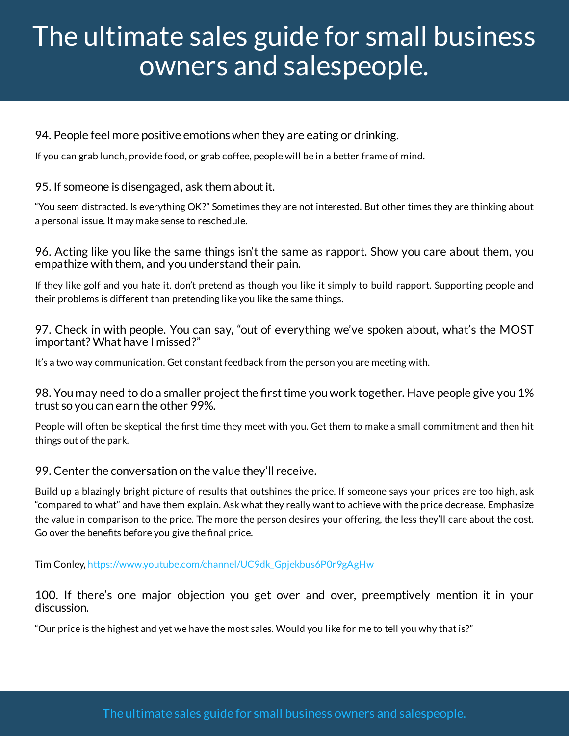### 94. People feel more positive emotions when they are eating or drinking.

If you can grab lunch, provide food, or grab coffee, people will be in a better frame of mind.

### 95. If someone is disengaged, ask them about it.

“You seem distracted. Is everything OK?” Sometimes they are not interested. But other times they are thinking about a personal issue. It may make sense to reschedule.

### 96. Acting like you like the same things isn’t the same as rapport. Show you care about them, you empathize with them, and you understand their pain.

If they like golf and you hate it, don’t pretend as though you like it simply to build rapport. Supporting people and their problems is different than pretending like you like the same things.

### 97. Check in with people. You can say, “out of everything we’ve spoken about, what’s the MOST important? What have I missed?”

It’s a two way communication. Get constant feedback from the person you are meeting with.

### 98. You may need to do a smaller project the first time you work together. Have people give you 1% trust so you can earn the other 99%.

People will often be skeptical the first time they meet with you. Get them to make a small commitment and then hit things out of the park.

### 99. Center the conversation on the value they’ll receive.

Build up a blazingly bright picture of results that outshines the price. If someone says your prices are too high, ask “compared to what” and have them explain. Ask what they really want to achieve with the price decrease. Emphasize the value in comparison to the price. The more the person desires your offering, the less they’ll care about the cost. Go over the benefits before you give the final price.

Tim Conley, https://www.youtube.com/channel/UC9dk_Gpjekbus6P0r9gAgHw

### 100. If there’s one major objection you get over and over, preemptively mention it in your discussion.

“Our price is the highest and yet we have the most sales. Would you like for me to tell you why that is?”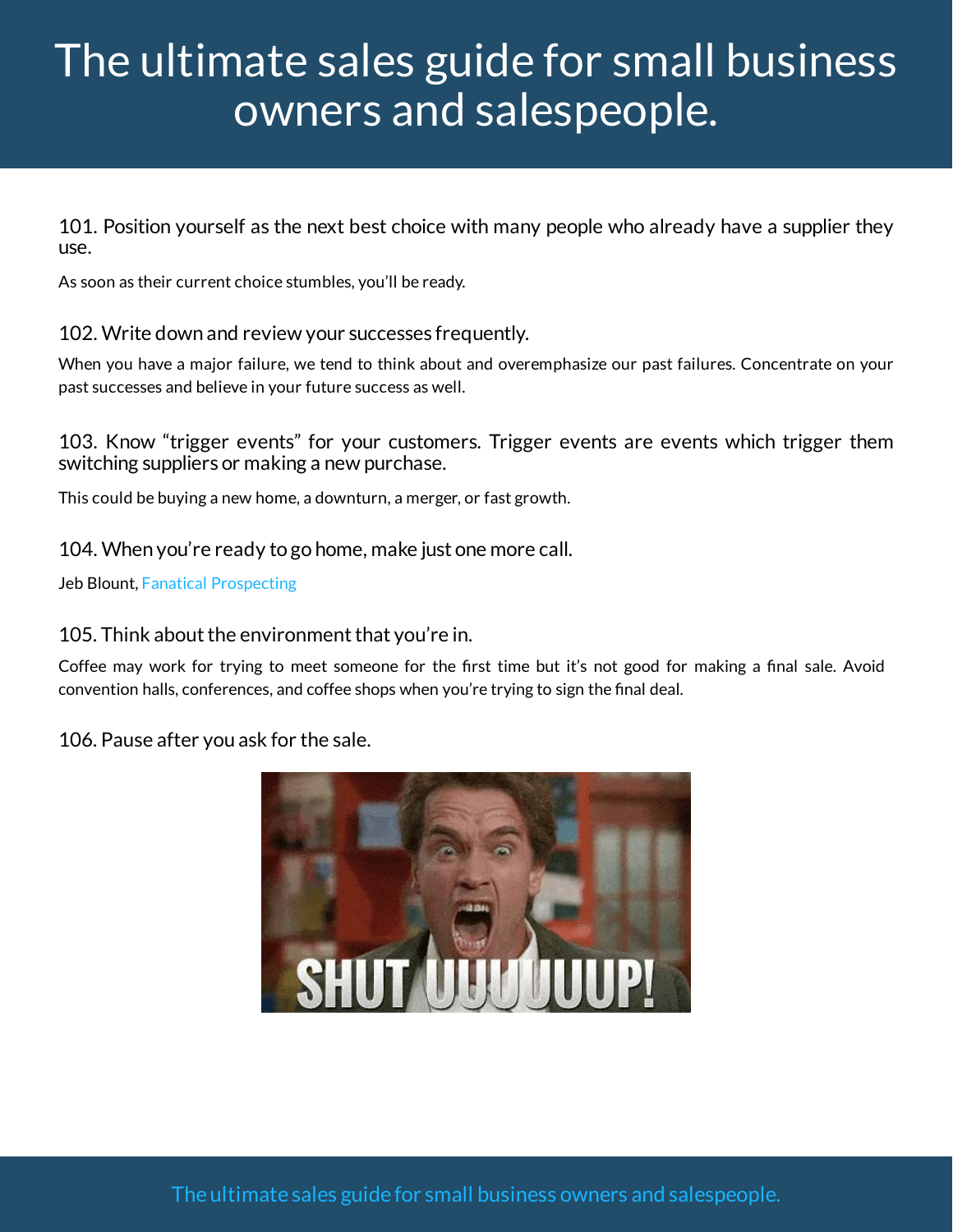# The ultimate sales guide for small business owners and salespeople.

### 101. Position yourself as the next best choice with many people who already have a supplier they use.

As soon as their current choice stumbles, you'll be ready.

### 102. Write down and review your successes frequently.

When you have a major failure, we tend to think about and overemphasize our past failures. Concentrate on your past successes and believe in your future success as well.

### 103. Know "trigger events" for your customers. Trigger events are events which trigger them switching suppliers or making a new purchase.

This could be buying a new home, a downturn, a merger, or fast growth.

### 104. When you're ready to go home, make just one more call.

Jeb Blount, Fanatical Prospecting

### 105. Think about the environment that you're in.

Coffee may work for trying to meet someone for the first time but it's not good for making a final sale. Avoid convention halls, conferences, and coffee shops when you're trying to sign the final deal.

### 106. Pause after you ask for the sale.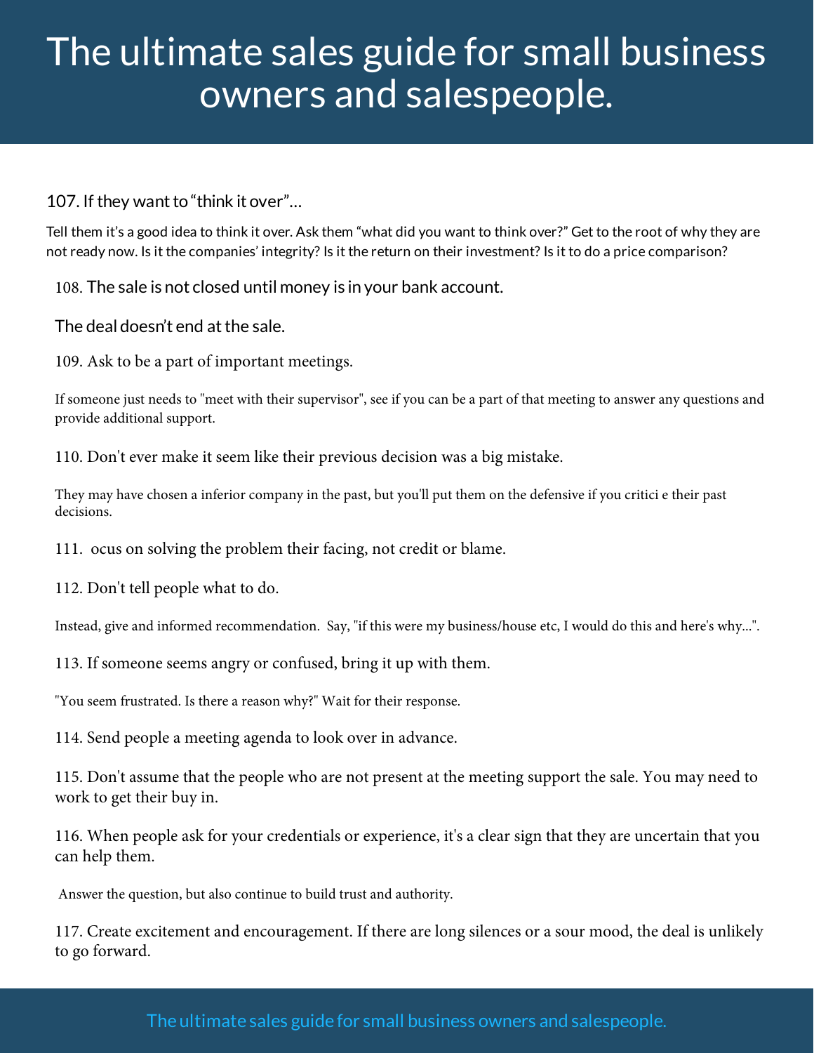107. If they want to "think it over"…

Tell them it's a good idea to think it over. Ask them "what did you want to think over?" Get to the root of why they are not ready now. Is it the companies' integrity? Is it the return on their investment? Is it to do a price comparison?

108. The sale is not closed until money is in your bank account.

The deal doesn't end at the sale.

109. Ask to be a part of important meetings.

If someone just needs to "meet with their supervisor", see if you can be a part of that meeting to answer any questions and provide additional support.

110. Don't ever make it seem like their previous decision was a big mistake.

They may have chosen a inferior company in the past, but you'll put them on the defensive if you critici e their past decisions.

111.  ocus on solving the problem their facing, not credit or blame.

112. Don't tell people what to do.

Instead, give and informed recommendation.  Say, "if this were my business/house etc, I would do this and here's why…".

113. If someone seems angry or confused, bring it up with them.

"You seem frustrated. Is there a reason why?" Wait for their response.

114. Send people a meeting agenda to look over in advance.

115. Don't assume that the people who are not present at the meeting support the sale. You may need to work to get their buy in.

116. When people ask for your credentials or experience, it's a clear sign that they are uncertain that you can help them.

Answer the question, but also continue to build trust and authority.

117. Create excitement and encouragement. If there are long silences or a sour mood, the deal is unlikely to go forward.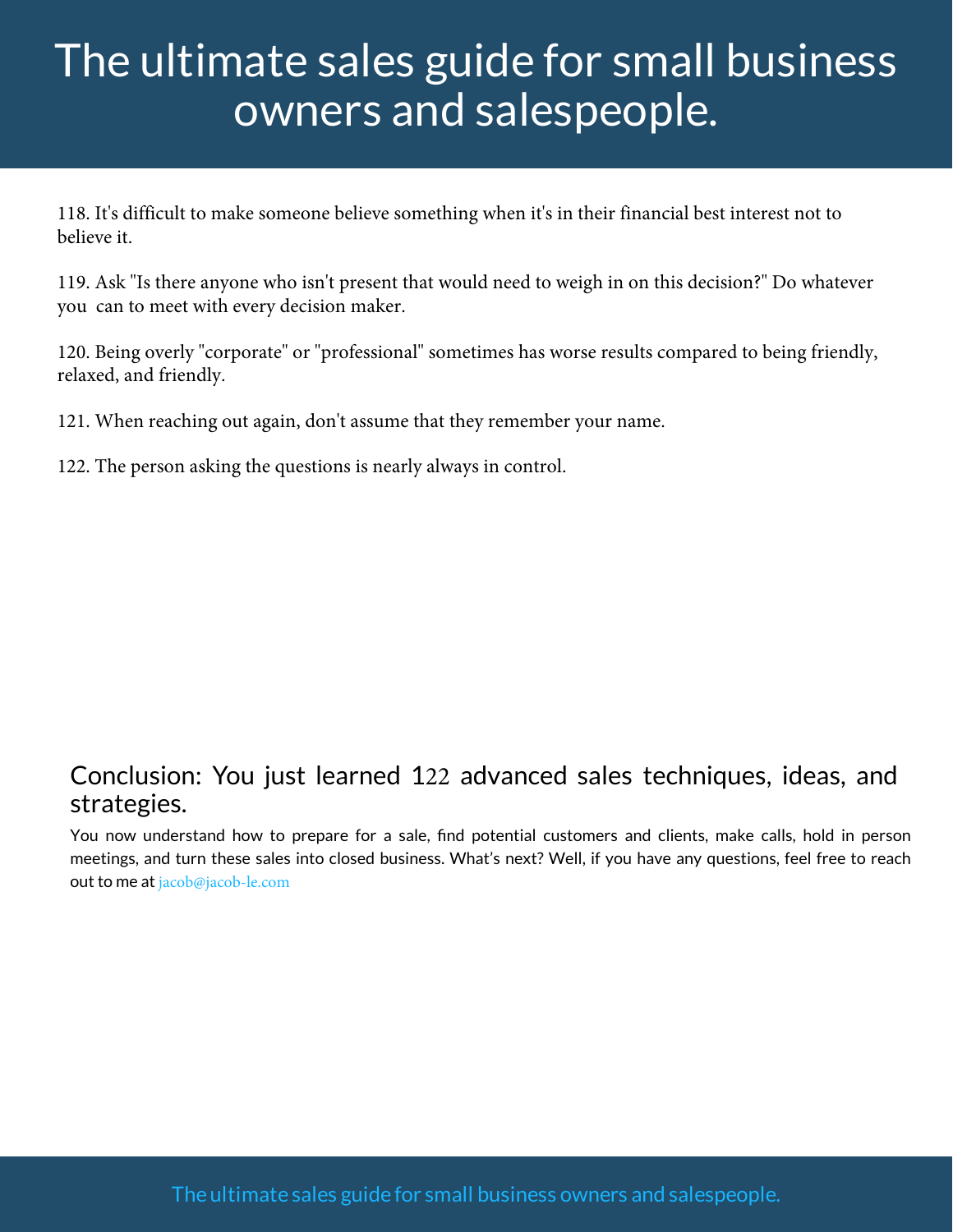118. It's difficult to make someone believe something when it's in their financial best interest not to believe it.

119. Ask "Is there anyone who isn't present that would need to weigh in on this decision?" Do whatever you can to meet with every decision maker.

120. Being overly "corporate" or "professional" sometimes has worse results compared to being friendly, relaxed, and friendly.

121. When reaching out again, don't assume that they remember your name.

122. The person asking the questions is nearly always in control.

## Conclusion: You just learned 122 advanced sales techniques, ideas, and strategies.

You now understand how to prepare for a sale, find potential customers and clients, make calls, hold in person meetings, and turn these sales into closed business. What's next? Well, if you have any questions, feel free to reach out to me at jacob@jacob-le.com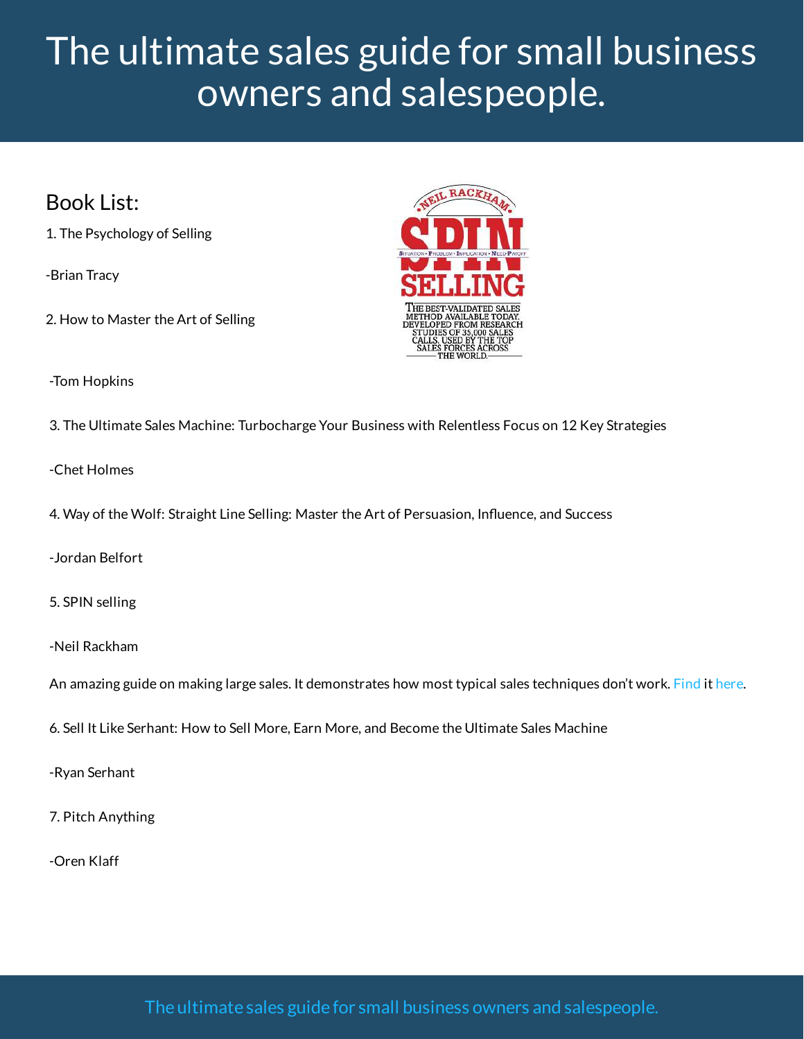# The ultimate sales guide for small business owners and salespeople.

## Book List:

1. The Psychology of Selling

-Brian Tracy

2. How to Master the Art of Selling

-Tom Hopkins

3. The Ultimate Sales Machine: Turbocharge Your Business with Relentless Focus on 12 Key Strategies

-Chet Holmes

4. Way of the Wolf: Straight Line Selling: Master the Art of Persuasion, Influence, and Success

-Jordan Belfort

5. SPIN selling

-Neil Rackham

An amazing guide on making large sales. It demonstrates how most typical sales techniques don't work. Find it here.

6. Sell It Like Serhant: How to Sell More, Earn More, and Become the Ultimate Sales Machine

-Ryan Serhant

7. Pitch Anything

-Oren Klaff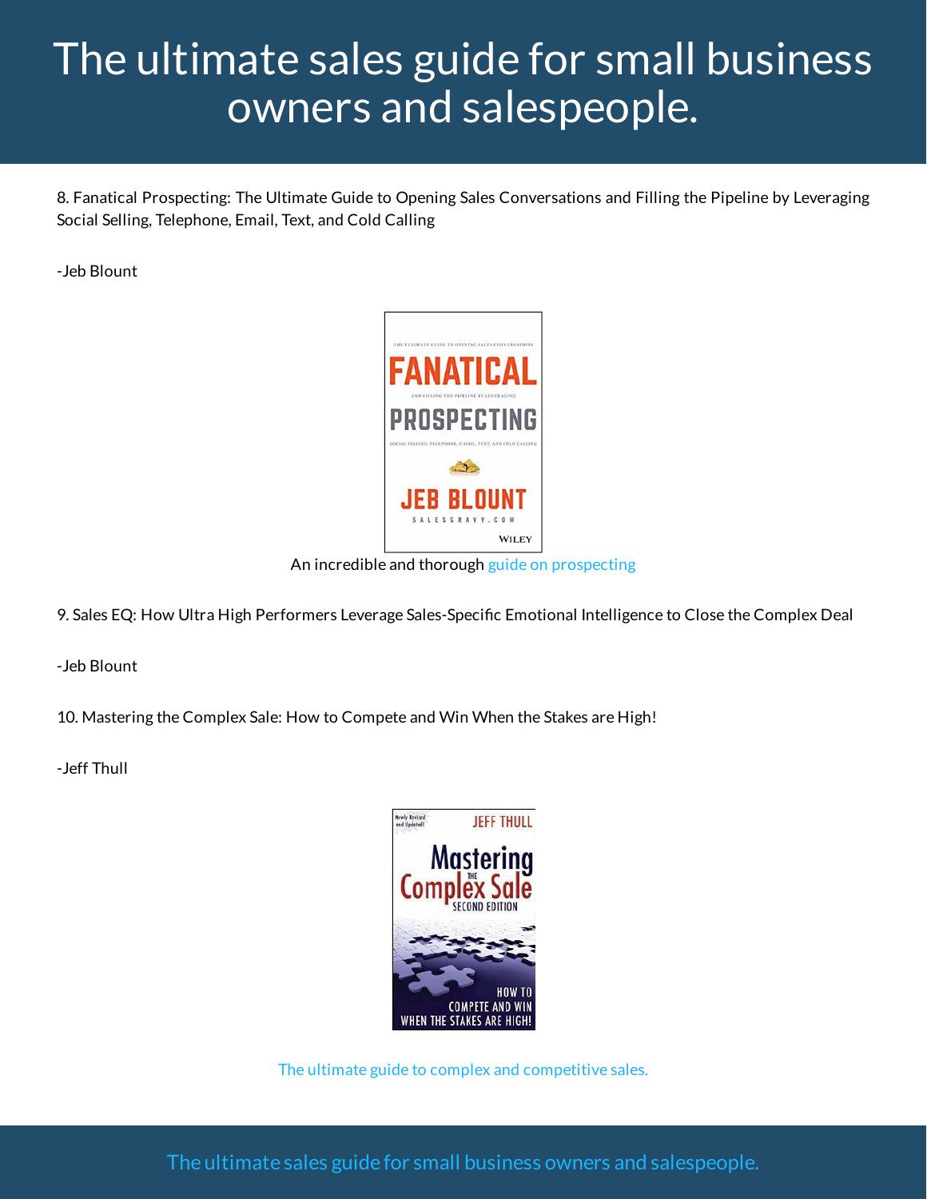8. Fanatical Prospecting: The Ultimate Guide to Opening Sales Conversations and Filling the Pipeline by Leveraging Social Selling, Telephone, Email, Text, and Cold Calling

-Jeb Blount

An incredible and thorough guide on prospecting

9. Sales EQ: How Ultra High Performers Leverage Sales-Specific Emotional Intelligence to Close the Complex Deal

-Jeb Blount

10. Mastering the Complex Sale: How to Compete and Win When the Stakes are High!

-Jeff Thull

The ultimate guide to complex and competitive sales.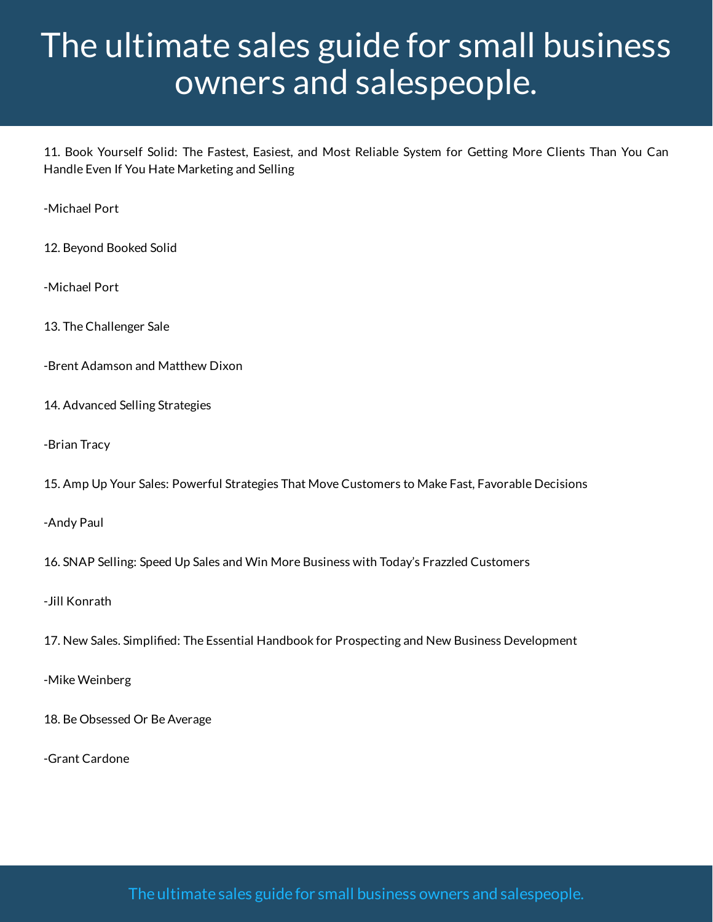11. Book Yourself Solid: The Fastest, Easiest, and Most Reliable System for Getting More Clients Than You Can Handle Even If You Hate Marketing and Selling

-Michael Port

12. Beyond Booked Solid

-Michael Port

13. The Challenger Sale

-Brent Adamson and Matthew Dixon

14. Advanced Selling Strategies

-Brian Tracy

15. Amp Up Your Sales: Powerful Strategies That Move Customers to Make Fast, Favorable Decisions

-Andy Paul

16. SNAP Selling: Speed Up Sales and Win More Business with Today's Frazzled Customers

-Jill Konrath

17. New Sales. Simplified: The Essential Handbook for Prospecting and New Business Development

-Mike Weinberg

18. Be Obsessed Or Be Average

-Grant Cardone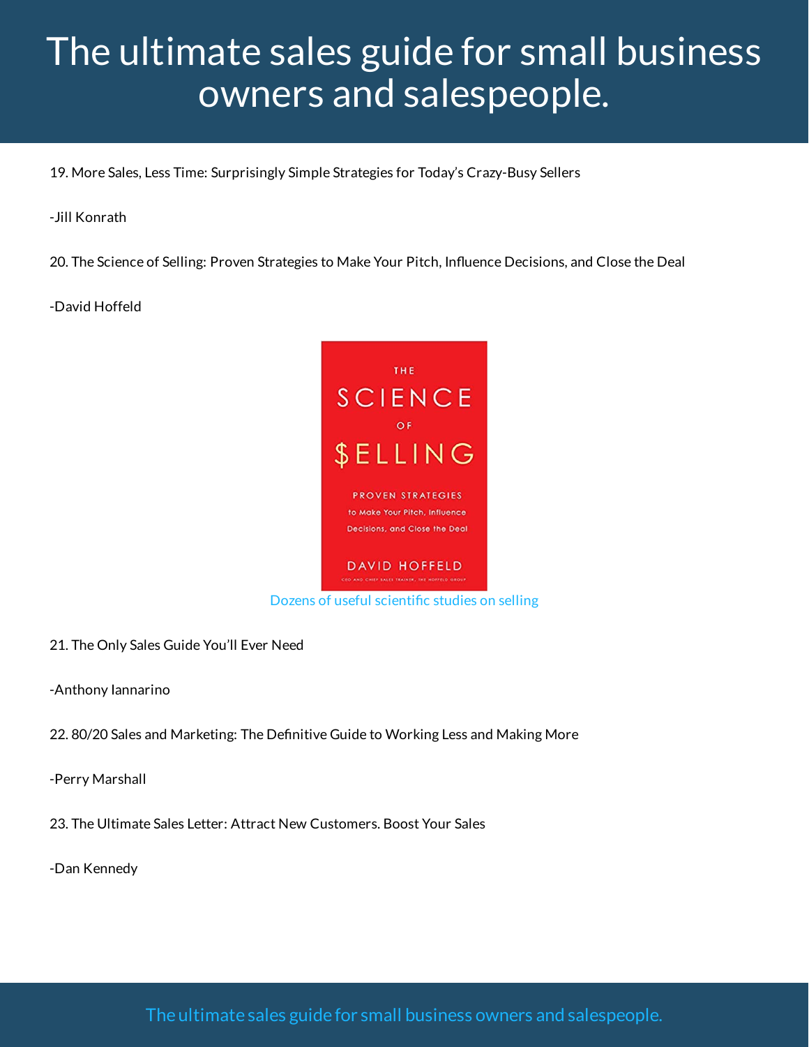19. More Sales, Less Time: Surprisingly Simple Strategies for Today's Crazy-Busy Sellers

-Jill Konrath

20. The Science of Selling: Proven Strategies to Make Your Pitch, Influence Decisions, and Close the Deal

-David Hoffeld

Dozens of useful scientific studies on selling

21. The Only Sales Guide You'll Ever Need

-Anthony Iannarino

22. 80/20 Sales and Marketing: The Definitive Guide to Working Less and Making More

-Perry Marshall

23. The Ultimate Sales Letter: Attract New Customers. Boost Your Sales

-Dan Kennedy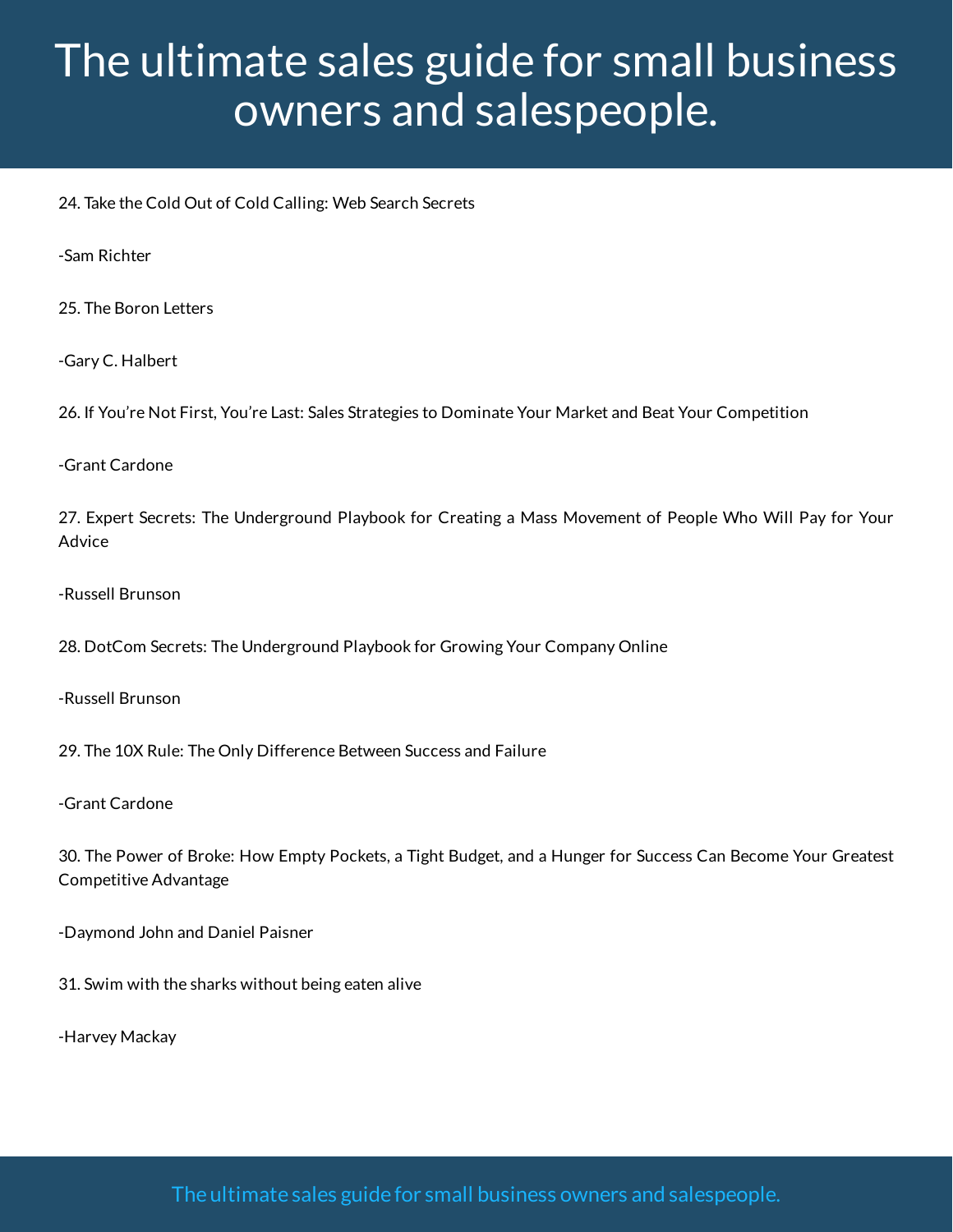24. Take the Cold Out of Cold Calling: Web Search Secrets

-Sam Richter

25. The Boron Letters

-Gary C. Halbert

26. If You're Not First, You're Last: Sales Strategies to Dominate Your Market and Beat Your Competition

-Grant Cardone

27. Expert Secrets: The Underground Playbook for Creating a Mass Movement of People Who Will Pay for Your Advice

-Russell Brunson

28. DotCom Secrets: The Underground Playbook for Growing Your Company Online

-Russell Brunson

29. The 10X Rule: The Only Difference Between Success and Failure

-Grant Cardone

30. The Power of Broke: How Empty Pockets, a Tight Budget, and a Hunger for Success Can Become Your Greatest Competitive Advantage

-Daymond John and Daniel Paisner

31. Swim with the sharks without being eaten alive

-Harvey Mackay